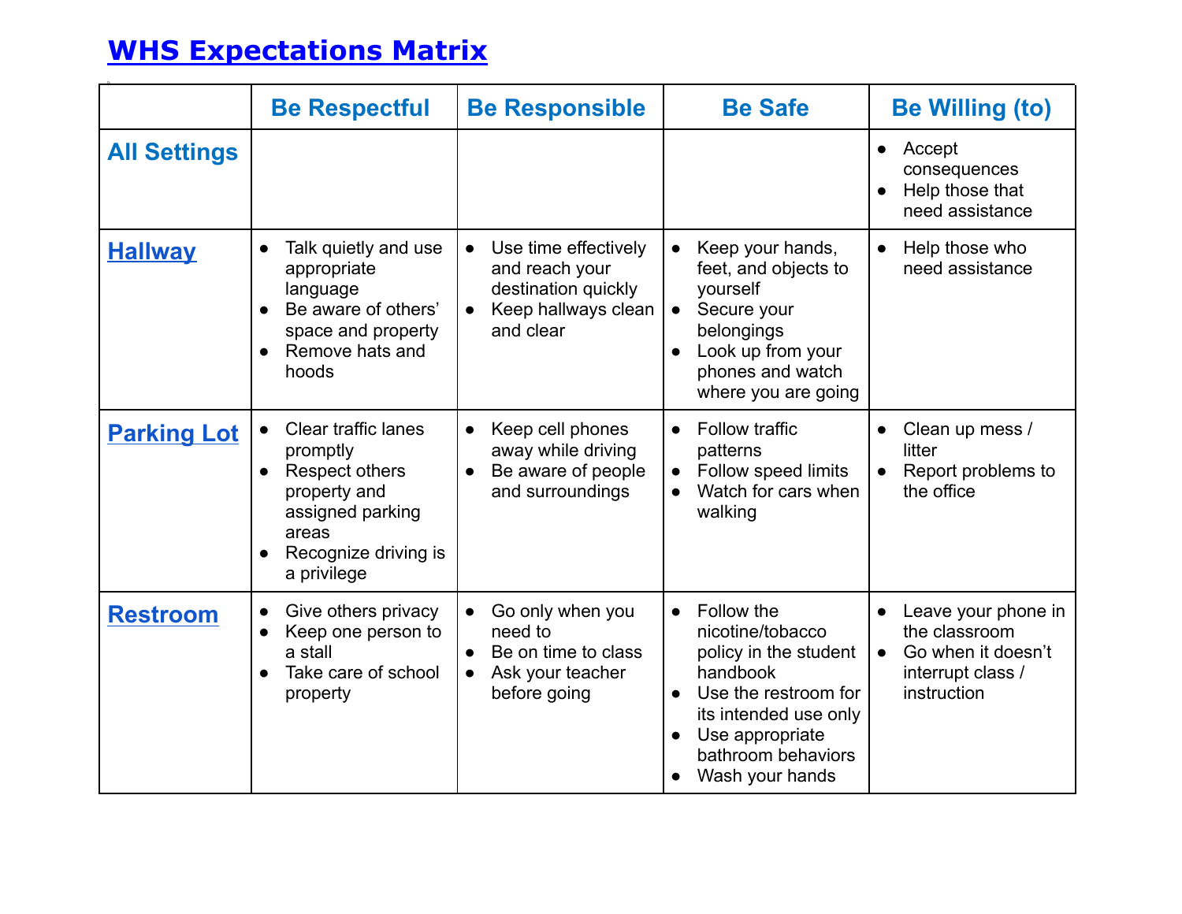# WHS Expectations Matrix

| | Be Respectful | Be Responsible | Be Safe | Be Willing (to) |
|---|---|---|---|---|
| **All Settings** | | | | • Accept consequences<br>• Help those that need assistance |
| **Hallway** | • Talk quietly and use appropriate language<br>• Be aware of others' space and property<br>• Remove hats and hoods | • Use time effectively and reach your destination quickly<br>• Keep hallways clean and clear | • Keep your hands, feet, and objects to yourself<br>• Secure your belongings<br>• Look up from your phones and watch where you are going | • Help those who need assistance |
| **Parking Lot** | • Clear traffic lanes promptly<br>• Respect others property and assigned parking areas<br>• Recognize driving is a privilege | • Keep cell phones away while driving<br>• Be aware of people and surroundings | • Follow traffic patterns<br>• Follow speed limits<br>• Watch for cars when walking | • Clean up mess / litter<br>• Report problems to the office |
| **Restroom** | • Give others privacy<br>• Keep one person to a stall<br>• Take care of school property | • Go only when you need to<br>• Be on time to class<br>• Ask your teacher before going | • Follow the nicotine/tobacco policy in the student handbook<br>• Use the restroom for its intended use only<br>• Use appropriate bathroom behaviors<br>• Wash your hands | • Leave your phone in the classroom<br>• Go when it doesn't interrupt class / instruction |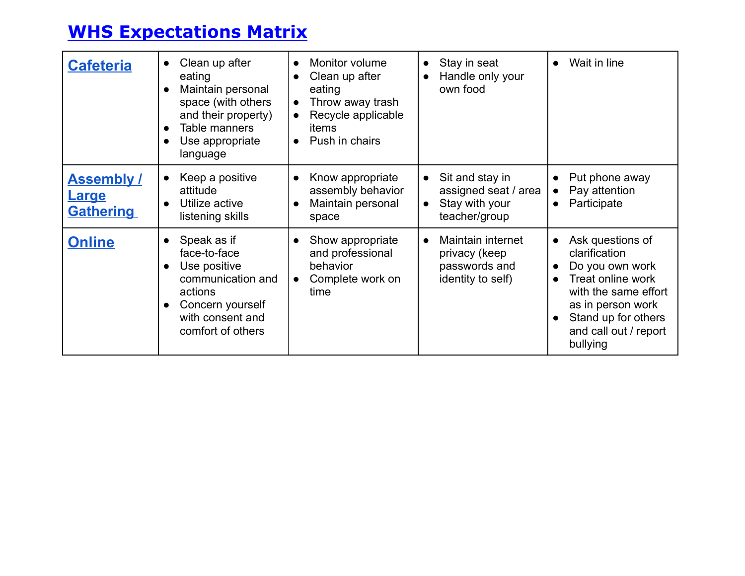# WHS Expectations Matrix

| | | | | |
|---|---|---|---|---|
| **Cafeteria** | • Clean up after eating<br>• Maintain personal space (with others and their property)<br>• Table manners<br>• Use appropriate language | • Monitor volume<br>• Clean up after eating<br>• Throw away trash<br>• Recycle applicable items<br>• Push in chairs | • Stay in seat<br>• Handle only your own food | • Wait in line |
| **Assembly / Large Gathering** | • Keep a positive attitude<br>• Utilize active listening skills | • Know appropriate assembly behavior<br>• Maintain personal space | • Sit and stay in assigned seat / area<br>• Stay with your teacher/group | • Put phone away<br>• Pay attention<br>• Participate |
| **Online** | • Speak as if face-to-face<br>• Use positive communication and actions<br>• Concern yourself with consent and comfort of others | • Show appropriate and professional behavior<br>• Complete work on time | • Maintain internet privacy (keep passwords and identity to self) | • Ask questions of clarification<br>• Do you own work<br>• Treat online work with the same effort as in person work<br>• Stand up for others and call out / report bullying |